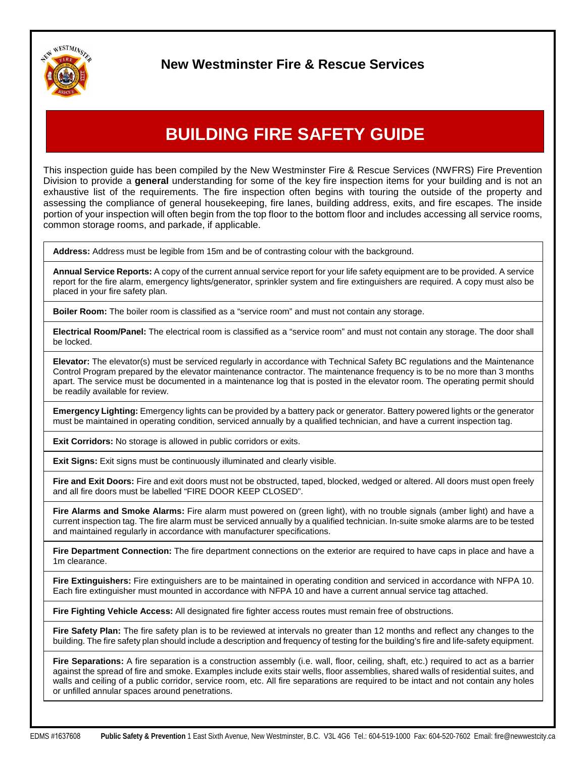## New Westminster Fire & Rescue Services

# BUILDING FIRE SAFETY GUIDE

This inspection guide has been compiled by the New Westminster Fire & Rescue Services (NWFRS) Fire Prevention Division to provide a **general** understanding for some of the key fire inspection items for your building and is not an exhaustive list of the requirements. The fire inspection often begins with touring the outside of the property and assessing the compliance of general housekeeping, fire lanes, building address, exits, and fire escapes. The inside portion of your inspection will often begin from the top floor to the bottom floor and includes accessing all service rooms, common storage rooms, and parkade, if applicable.

**Address:** Address must be legible from 15m and be of contrasting colour with the background.

**Annual Service Reports:** A copy of the current annual service report for your life safety equipment are to be provided. A service report for the fire alarm, emergency lights/generator, sprinkler system and fire extinguishers are required. A copy must also be placed in your fire safety plan.

**Boiler Room:** The boiler room is classified as a "service room" and must not contain any storage.

**Electrical Room/Panel:** The electrical room is classified as a "service room" and must not contain any storage. The door shall be locked.

**Elevator:** The elevator(s) must be serviced regularly in accordance with Technical Safety BC regulations and the Maintenance Control Program prepared by the elevator maintenance contractor. The maintenance frequency is to be no more than 3 months apart. The service must be documented in a maintenance log that is posted in the elevator room. The operating permit should be readily available for review.

**Emergency Lighting:** Emergency lights can be provided by a battery pack or generator. Battery powered lights or the generator must be maintained in operating condition, serviced annually by a qualified technician, and have a current inspection tag.

**Exit Corridors:** No storage is allowed in public corridors or exits.

**Exit Signs:** Exit signs must be continuously illuminated and clearly visible.

**Fire and Exit Doors:** Fire and exit doors must not be obstructed, taped, blocked, wedged or altered. All doors must open freely and all fire doors must be labelled "FIRE DOOR KEEP CLOSED".

**Fire Alarms and Smoke Alarms:** Fire alarm must powered on (green light), with no trouble signals (amber light) and have a current inspection tag. The fire alarm must be serviced annually by a qualified technician. In-suite smoke alarms are to be tested and maintained regularly in accordance with manufacturer specifications.

**Fire Department Connection:** The fire department connections on the exterior are required to have caps in place and have a 1m clearance.

**Fire Extinguishers:** Fire extinguishers are to be maintained in operating condition and serviced in accordance with NFPA 10. Each fire extinguisher must mounted in accordance with NFPA 10 and have a current annual service tag attached.

**Fire Fighting Vehicle Access:** All designated fire fighter access routes must remain free of obstructions.

**Fire Safety Plan:** The fire safety plan is to be reviewed at intervals no greater than 12 months and reflect any changes to the building. The fire safety plan should include a description and frequency of testing for the building's fire and life-safety equipment.

**Fire Separations:** A fire separation is a construction assembly (i.e. wall, floor, ceiling, shaft, etc.) required to act as a barrier against the spread of fire and smoke. Examples include exits stair wells, floor assemblies, shared walls of residential suites, and walls and ceiling of a public corridor, service room, etc. All fire separations are required to be intact and not contain any holes or unfilled annular spaces around penetrations.

EDMS #1637608 **Public Safety & Prevention** 1 East Sixth Avenue, New Westminster, B.C. V3L 4G6 Tel.: 604-519-1000 Fax: 604-520-7602 Email: fire@newwestcity.ca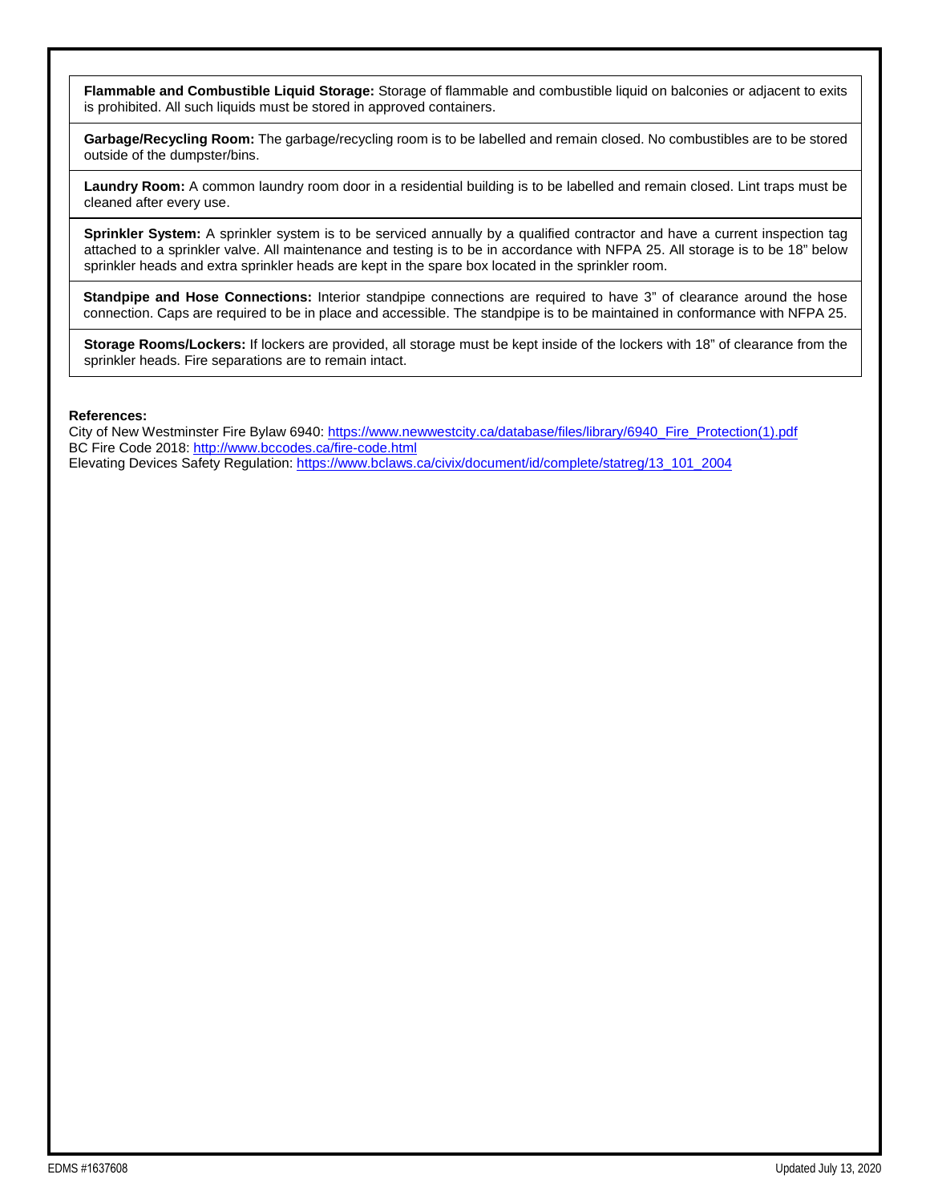**Flammable and Combustible Liquid Storage:** Storage of flammable and combustible liquid on balconies or adjacent to exits is prohibited. All such liquids must be stored in approved containers.

**Garbage/Recycling Room:** The garbage/recycling room is to be labelled and remain closed. No combustibles are to be stored outside of the dumpster/bins.

**Laundry Room:** A common laundry room door in a residential building is to be labelled and remain closed. Lint traps must be cleaned after every use.

**Sprinkler System:** A sprinkler system is to be serviced annually by a qualified contractor and have a current inspection tag attached to a sprinkler valve. All maintenance and testing is to be in accordance with NFPA 25. All storage is to be 18" below sprinkler heads and extra sprinkler heads are kept in the spare box located in the sprinkler room.

**Standpipe and Hose Connections:** Interior standpipe connections are required to have 3" of clearance around the hose connection. Caps are required to be in place and accessible. The standpipe is to be maintained in conformance with NFPA 25.

**Storage Rooms/Lockers:** If lockers are provided, all storage must be kept inside of the lockers with 18" of clearance from the sprinkler heads. Fire separations are to remain intact.

**References:**

City of New Westminster Fire Bylaw 6940: https://www.newwestcity.ca/database/files/library/6940_Fire_Protection(1).pdf
BC Fire Code 2018: http://www.bccodes.ca/fire-code.html
Elevating Devices Safety Regulation: https://www.bclaws.ca/civix/document/id/complete/statreg/13_101_2004

EDMS #1637608

Updated July 13, 2020